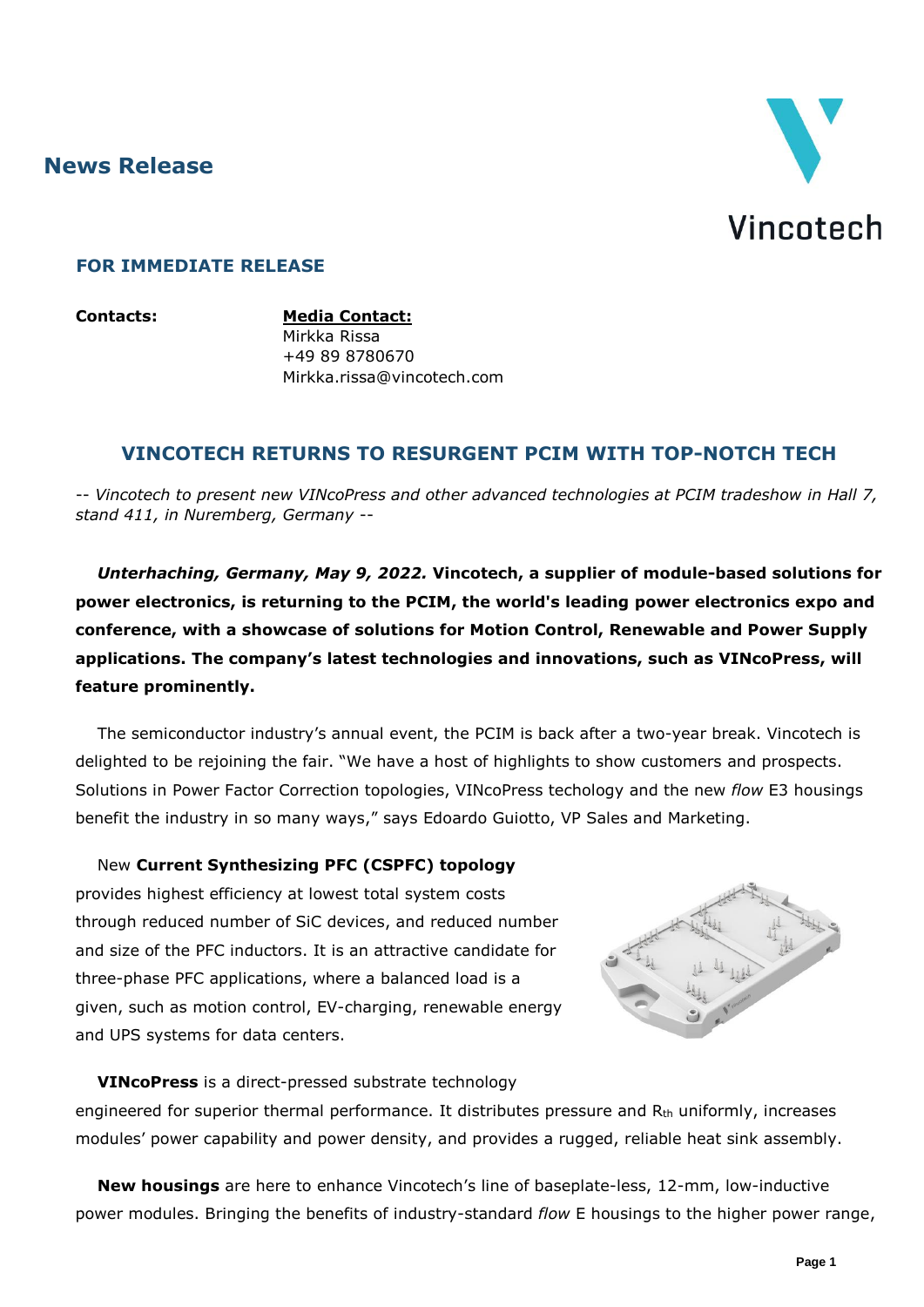## News Release

Vincotech

**FOR IMMEDIATE RELEASE**

**Contacts:**

**Media Contact:**
Mirkka Rissa
+49 89 8780670
Mirkka.rissa@vincotech.com

# VINCOTECH RETURNS TO RESURGENT PCIM WITH TOP-NOTCH TECH

*-- Vincotech to present new VINcoPress and other advanced technologies at PCIM tradeshow in Hall 7, stand 411, in Nuremberg, Germany --*

***Unterhaching, Germany, May 9, 2022.*** **Vincotech, a supplier of module-based solutions for power electronics, is returning to the PCIM, the world's leading power electronics expo and conference, with a showcase of solutions for Motion Control, Renewable and Power Supply applications. The company's latest technologies and innovations, such as VINcoPress, will feature prominently.**

The semiconductor industry's annual event, the PCIM is back after a two-year break. Vincotech is delighted to be rejoining the fair. "We have a host of highlights to show customers and prospects. Solutions in Power Factor Correction topologies, VINcoPress techology and the new *flow* E3 housings benefit the industry in so many ways," says Edoardo Guiotto, VP Sales and Marketing.

New **Current Synthesizing PFC (CSPFC) topology** provides highest efficiency at lowest total system costs through reduced number of SiC devices, and reduced number and size of the PFC inductors. It is an attractive candidate for three-phase PFC applications, where a balanced load is a given, such as motion control, EV-charging, renewable energy and UPS systems for data centers.

**VINcoPress** is a direct-pressed substrate technology engineered for superior thermal performance. It distributes pressure and $R_{th}$ uniformly, increases modules' power capability and power density, and provides a rugged, reliable heat sink assembly.

**New housings** are here to enhance Vincotech's line of baseplate-less, 12-mm, low-inductive power modules. Bringing the benefits of industry-standard *flow* E housings to the higher power range,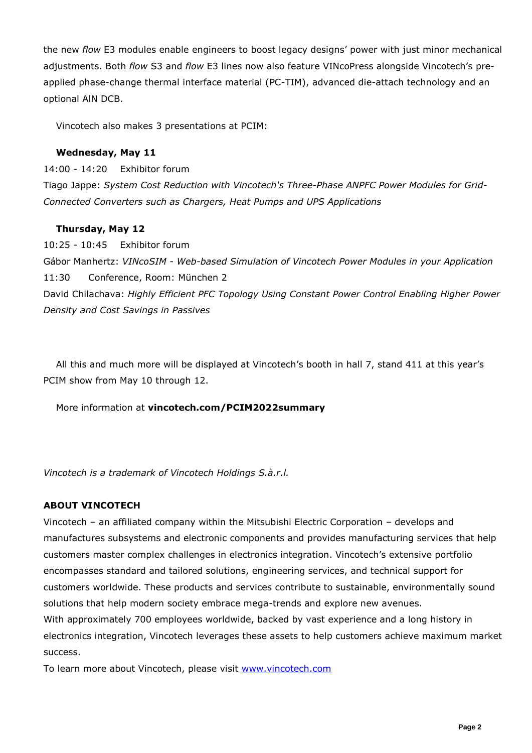the new *flow* E3 modules enable engineers to boost legacy designs' power with just minor mechanical adjustments. Both *flow* S3 and *flow* E3 lines now also feature VINcoPress alongside Vincotech's pre-applied phase-change thermal interface material (PC-TIM), advanced die-attach technology and an optional AlN DCB.

Vincotech also makes 3 presentations at PCIM:

**Wednesday, May 11**

14:00 - 14:20 Exhibitor forum
Tiago Jappe: *System Cost Reduction with Vincotech's Three-Phase ANPFC Power Modules for Grid-Connected Converters such as Chargers, Heat Pumps and UPS Applications*

**Thursday, May 12**

10:25 - 10:45 Exhibitor forum
Gábor Manhertz: *VINcoSIM - Web-based Simulation of Vincotech Power Modules in your Application*
11:30 Conference, Room: München 2
David Chilachava: *Highly Efficient PFC Topology Using Constant Power Control Enabling Higher Power Density and Cost Savings in Passives*

All this and much more will be displayed at Vincotech's booth in hall 7, stand 411 at this year's PCIM show from May 10 through 12.

More information at **vincotech.com/PCIM2022summary**

*Vincotech is a trademark of Vincotech Holdings S.à.r.l.*

**ABOUT VINCOTECH**

Vincotech – an affiliated company within the Mitsubishi Electric Corporation – develops and manufactures subsystems and electronic components and provides manufacturing services that help customers master complex challenges in electronics integration. Vincotech's extensive portfolio encompasses standard and tailored solutions, engineering services, and technical support for customers worldwide. These products and services contribute to sustainable, environmentally sound solutions that help modern society embrace mega-trends and explore new avenues.
With approximately 700 employees worldwide, backed by vast experience and a long history in electronics integration, Vincotech leverages these assets to help customers achieve maximum market success.
To learn more about Vincotech, please visit www.vincotech.com